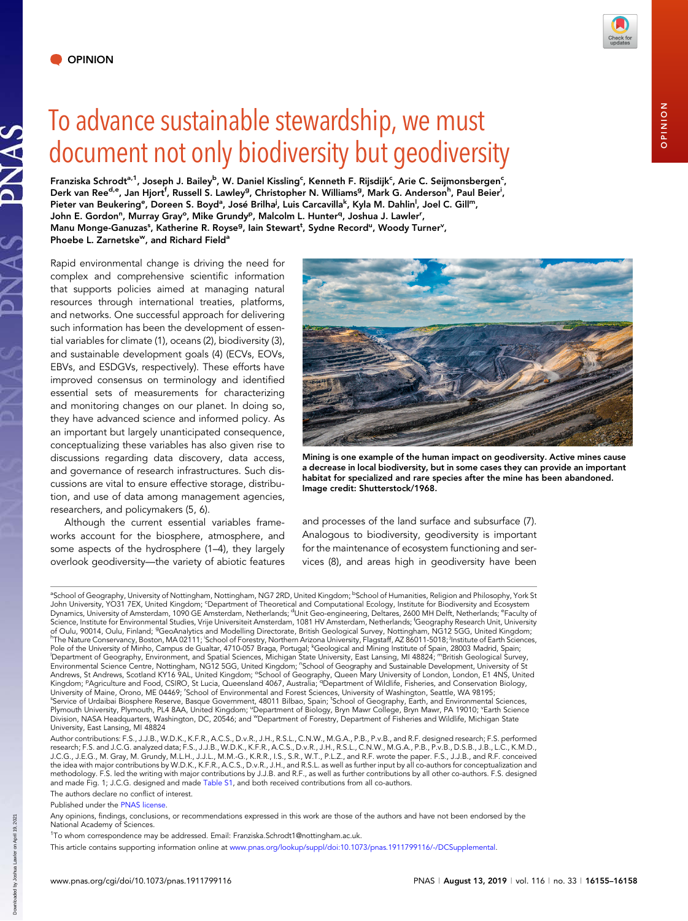OPINION

# To advance sustainable stewardship, we must document not only biodiversity but geodiversity

**Franziska Schrodt[a,1], Joseph J. Bailey[b], W. Daniel Kissling[c], Kenneth F. Rijsdijk[c], Arie C. Seijmonsbergen[c], Derk van Ree[d,e], Jan Hjort[f], Russell S. Lawley[g], Christopher N. Williams[g], Mark G. Anderson[h], Paul Beier[i], Pieter van Beukering[e], Doreen S. Boyd[a], José Brilha[j], Luis Carcavilla[k], Kyla M. Dahlin[l], Joel C. Gill[m], John E. Gordon[n], Murray Gray[o], Mike Grundy[p], Malcolm L. Hunter[q], Joshua J. Lawler[r], Manu Monge-Ganuzas[s], Katherine R. Royse[g], Iain Stewart[t], Sydne Record[u], Woody Turner[v], Phoebe L. Zarnetske[w], and Richard Field[a]**

Rapid environmental change is driving the need for complex and comprehensive scientific information that supports policies aimed at managing natural resources through international treaties, platforms, and networks. One successful approach for delivering such information has been the development of essential variables for climate (1), oceans (2), biodiversity (3), and sustainable development goals (4) (ECVs, EOVs, EBVs, and ESDGVs, respectively). These efforts have improved consensus on terminology and identified essential sets of measurements for characterizing and monitoring changes on our planet. In doing so, they have advanced science and informed policy. As an important but largely unanticipated consequence, conceptualizing these variables has also given rise to discussions regarding data discovery, data access, and governance of research infrastructures. Such discussions are vital to ensure effective storage, distribution, and use of data among management agencies, researchers, and policymakers (5, 6).

Although the current essential variables frameworks account for the biosphere, atmosphere, and some aspects of the hydrosphere (1–4), they largely overlook geodiversity—the variety of abiotic features and processes of the land surface and subsurface (7). Analogous to biodiversity, geodiversity is important for the maintenance of ecosystem functioning and services (8), and areas high in geodiversity have been

**Mining is one example of the human impact on geodiversity. Active mines cause a decrease in local biodiversity, but in some cases they can provide an important habitat for specialized and rare species after the mine has been abandoned. Image credit: Shutterstock/1968.**

[a]School of Geography, University of Nottingham, Nottingham, NG7 2RD, United Kingdom; [b]School of Humanities, Religion and Philosophy, York St John University, YO31 7EX, United Kingdom; [c]Department of Theoretical and Computational Ecology, Institute for Biodiversity and Ecosystem Dynamics, University of Amsterdam, 1090 GE Amsterdam, Netherlands; [d]Unit Geo-engineering, Deltares, 2600 MH Delft, Netherlands; [e]Faculty of Science, Institute for Environmental Studies, Vrije Universiteit Amsterdam, 1081 HV Amsterdam, Netherlands; [f]Geography Research Unit, University of Oulu, 90014, Oulu, Finland; [g]GeoAnalytics and Modelling Directorate, British Geological Survey, Nottingham, NG12 5GG, United Kingdom; [h]The Nature Conservancy, Boston, MA 02111; [i]School of Forestry, Northern Arizona University, Flagstaff, AZ 86011-5018; [j]Institute of Earth Sciences, Pole of the University of Minho, Campus de Gualtar, 4710-057 Braga, Portugal; [k]Geological and Mining Institute of Spain, 28003 Madrid, Spain; [l]Department of Geography, Environment, and Spatial Sciences, Michigan State University, East Lansing, MI 48824; [m]British Geological Survey, Environmental Science Centre, Nottingham, NG12 5GG, United Kingdom; [n]School of Geography and Sustainable Development, University of St Andrews, St Andrews, Scotland KY16 9AL, United Kingdom; [o]School of Geography, Queen Mary University of London, London, E1 4NS, United Kingdom; [p]Agriculture and Food, CSIRO, St Lucia, Queensland 4067, Australia; [q]Department of Wildlife, Fisheries, and Conservation Biology, University of Maine, Orono, ME 04469; [r]School of Environmental and Forest Sciences, University of Washington, Seattle, WA 98195; [s]Service of Urdaibai Biosphere Reserve, Basque Government, 48011 Bilbao, Spain; [t]School of Geography, Earth, and Environmental Sciences, Plymouth University, Plymouth, PL4 8AA, United Kingdom; [u]Department of Biology, Bryn Mawr College, Bryn Mawr, PA 19010; [v]Earth Science Division, NASA Headquarters, Washington, DC, 20546; and [w]Department of Forestry, Department of Fisheries and Wildlife, Michigan State University, East Lansing, MI 48824

Author contributions: F.S., J.J.B., W.D.K., K.F.R., A.C.S., D.v.R., J.H., R.S.L., C.N.W., M.G.A., P.B., P.v.B., and R.F. designed research; F.S. performed research; F.S. and J.C.G. analyzed data; F.S., J.J.B., W.D.K., K.F.R., A.C.S., D.v.R., J.H., R.S.L., C.N.W., M.G.A., P.B., P.v.B., D.S.B., J.B., L.C., K.M.D., J.C.G., J.E.G., M. Gray, M. Grundy, M.L.H., J.J.L., M.M.-G., K.R.R., I.S., S.R., W.T., P.L.Z., and R.F. wrote the paper. F.S., J.J.B., and R.F. conceived the idea with major contributions by W.D.K., K.F.R., A.C.S., D.v.R., J.H., and R.S.L. as well as further input by all co-authors for conceptualization and methodology. F.S. led the writing with major contributions by J.J.B. and R.F., as well as further contributions by all other co-authors. F.S. designed and made Fig. 1; J.C.G. designed and made Table S1, and both received contributions from all co-authors.

The authors declare no conflict of interest.

Published under the PNAS license.

Any opinions, findings, conclusions, or recommendations expressed in this work are those of the authors and have not been endorsed by the National Academy of Sciences.

[1]To whom correspondence may be addressed. Email: Franziska.Schrodt1@nottingham.ac.uk.

This article contains supporting information online at www.pnas.org/lookup/suppl/doi:10.1073/pnas.1911799116/-/DCSupplemental.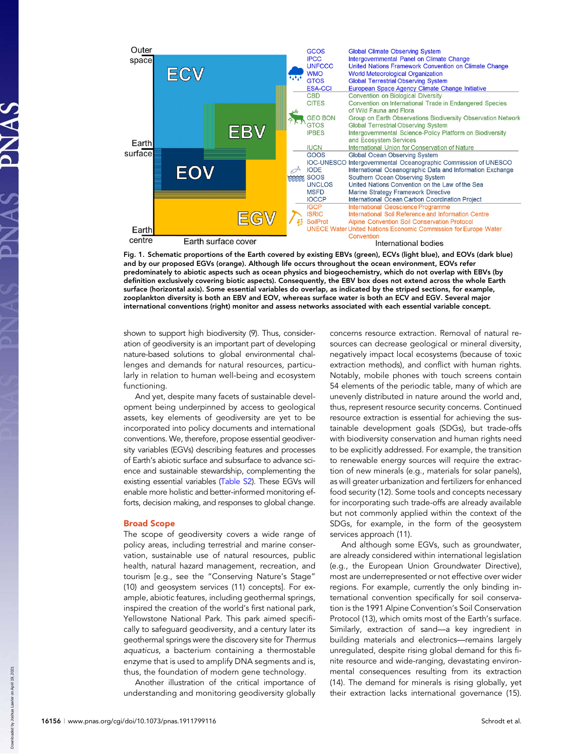Outer space

Earth surface

Earth centre

ECV

EBV

EOV

EGV

Earth surface cover

GCOS Global Climate Observing System
IPCC Intergovernmental Panel on Climate Change
UNFCCC United Nations Framework Convention on Climate Change
WMO World Meteorological Organization
GTOS Global Terrestrial Observing System
ESA-CCI European Space Agency Climate Change Initiative
CBD Convention on Biological Diversity
CITES Convention on International Trade in Endangered Species of Wild Fauna and Flora
GEO BON Group on Earth Observations Biodiversity Observation Network
GTOS Global Terrestrial Observing System
IPBES Intergovernmental Science-Policy Platform on Biodiversity and Ecosystem Services
IUCN International Union for Conservation of Nature
GOOS Global Ocean Observing System
IOC-UNESCO Intergovernmental Oceanographic Commission of UNESCO
IODE International Oceanographic Data and Information Exchange
SOOS Southern Ocean Observing System
UNCLOS United Nations Convention on the Law of the Sea
MSFD Marine Strategy Framework Directive
IOCCP International Ocean Carbon Coordination Project
IGCP International Geoscience Programme
ISRIC International Soil Reference and Information Centre
SoilProt Alpine Convention Soil Conservation Protocol
UNECE Water United Nations Economic Commission for Europe Water Convention

International bodies

**Fig. 1.** Schematic proportions of the Earth covered by existing EBVs (green), ECVs (light blue), and EOVs (dark blue) and by our proposed EGVs (orange). Although life occurs throughout the ocean environment, EOVs refer predominately to abiotic aspects such as ocean physics and biogeochemistry, which do not overlap with EBVs (by definition exclusively covering biotic aspects). Consequently, the EBV box does not extend across the whole Earth surface (horizontal axis). Some essential variables do overlap, as indicated by the striped sections, for example, zooplankton diversity is both an EBV and EOV, whereas surface water is both an ECV and EGV. Several major international conventions (right) monitor and assess networks associated with each essential variable concept.

shown to support high biodiversity (9). Thus, consideration of geodiversity is an important part of developing nature-based solutions to global environmental challenges and demands for natural resources, particularly in relation to human well-being and ecosystem functioning.

And yet, despite many facets of sustainable development being underpinned by access to geological assets, key elements of geodiversity are yet to be incorporated into policy documents and international conventions. We, therefore, propose essential geodiversity variables (EGVs) describing features and processes of Earth's abiotic surface and subsurface to advance science and sustainable stewardship, complementing the existing essential variables (Table S2). These EGVs will enable more holistic and better-informed monitoring efforts, decision making, and responses to global change.

## Broad Scope

The scope of geodiversity covers a wide range of policy areas, including terrestrial and marine conservation, sustainable use of natural resources, public health, natural hazard management, recreation, and tourism [e.g., see the "Conserving Nature's Stage" (10) and geosystem services (11) concepts]. For example, abiotic features, including geothermal springs, inspired the creation of the world's first national park, Yellowstone National Park. This park aimed specifically to safeguard geodiversity, and a century later its geothermal springs were the discovery site for *Thermus aquaticus*, a bacterium containing a thermostable enzyme that is used to amplify DNA segments and is, thus, the foundation of modern gene technology.

Another illustration of the critical importance of understanding and monitoring geodiversity globally concerns resource extraction. Removal of natural resources can decrease geological or mineral diversity, negatively impact local ecosystems (because of toxic extraction methods), and conflict with human rights. Notably, mobile phones with touch screens contain 54 elements of the periodic table, many of which are unevenly distributed in nature around the world and, thus, represent resource security concerns. Continued resource extraction is essential for achieving the sustainable development goals (SDGs), but trade-offs with biodiversity conservation and human rights need to be explicitly addressed. For example, the transition to renewable energy sources will require the extraction of new minerals (e.g., materials for solar panels), as will greater urbanization and fertilizers for enhanced food security (12). Some tools and concepts necessary for incorporating such trade-offs are already available but not commonly applied within the context of the SDGs, for example, in the form of the geosystem services approach (11).

And although some EGVs, such as groundwater, are already considered within international legislation (e.g., the European Union Groundwater Directive), most are underrepresented or not effective over wider regions. For example, currently the only binding international convention specifically for soil conservation is the 1991 Alpine Convention's Soil Conservation Protocol (13), which omits most of the Earth's surface. Similarly, extraction of sand—a key ingredient in building materials and electronics—remains largely unregulated, despite rising global demand for this finite resource and wide-ranging, devastating environmental consequences resulting from its extraction (14). The demand for minerals is rising globally, yet their extraction lacks international governance (15).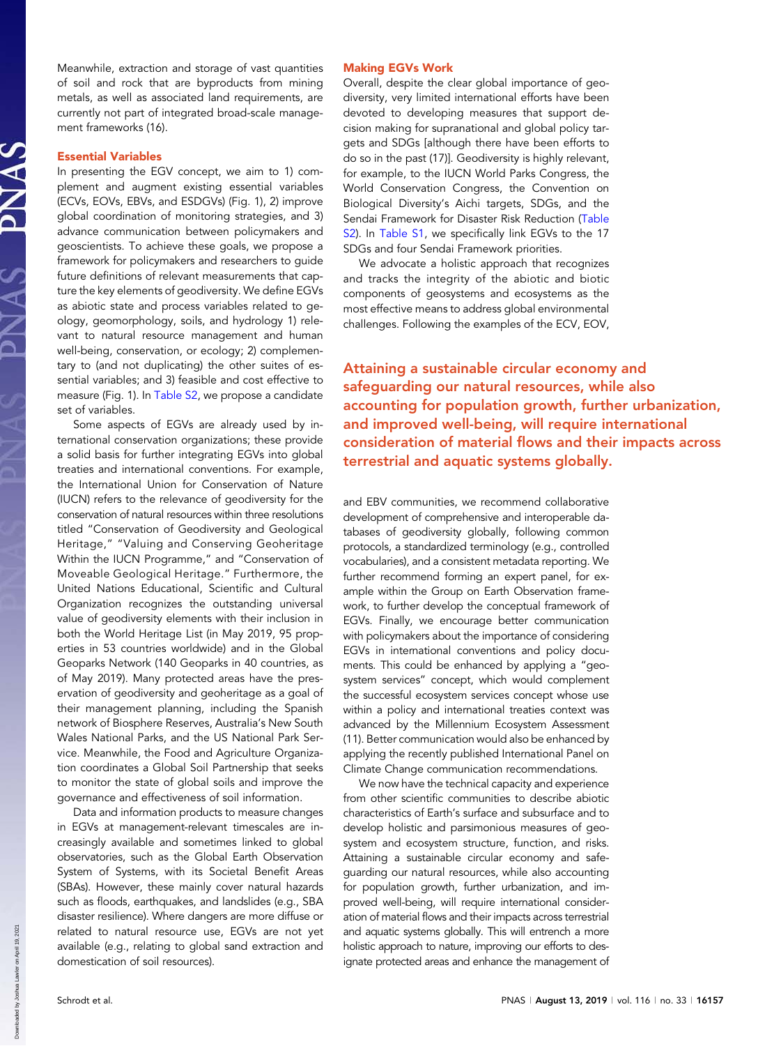Meanwhile, extraction and storage of vast quantities of soil and rock that are byproducts from mining metals, as well as associated land requirements, are currently not part of integrated broad-scale management frameworks (16).

## Essential Variables

In presenting the EGV concept, we aim to 1) complement and augment existing essential variables (ECVs, EOVs, EBVs, and ESDGVs) (Fig. 1), 2) improve global coordination of monitoring strategies, and 3) advance communication between policymakers and geoscientists. To achieve these goals, we propose a framework for policymakers and researchers to guide future definitions of relevant measurements that capture the key elements of geodiversity. We define EGVs as abiotic state and process variables related to geology, geomorphology, soils, and hydrology 1) relevant to natural resource management and human well-being, conservation, or ecology; 2) complementary to (and not duplicating) the other suites of essential variables; and 3) feasible and cost effective to measure (Fig. 1). In Table S2, we propose a candidate set of variables.

Some aspects of EGVs are already used by international conservation organizations; these provide a solid basis for further integrating EGVs into global treaties and international conventions. For example, the International Union for Conservation of Nature (IUCN) refers to the relevance of geodiversity for the conservation of natural resources within three resolutions titled "Conservation of Geodiversity and Geological Heritage," "Valuing and Conserving Geoheritage Within the IUCN Programme," and "Conservation of Moveable Geological Heritage." Furthermore, the United Nations Educational, Scientific and Cultural Organization recognizes the outstanding universal value of geodiversity elements with their inclusion in both the World Heritage List (in May 2019, 95 properties in 53 countries worldwide) and in the Global Geoparks Network (140 Geoparks in 40 countries, as of May 2019). Many protected areas have the preservation of geodiversity and geoheritage as a goal of their management planning, including the Spanish network of Biosphere Reserves, Australia's New South Wales National Parks, and the US National Park Service. Meanwhile, the Food and Agriculture Organization coordinates a Global Soil Partnership that seeks to monitor the state of global soils and improve the governance and effectiveness of soil information.

Data and information products to measure changes in EGVs at management-relevant timescales are increasingly available and sometimes linked to global observatories, such as the Global Earth Observation System of Systems, with its Societal Benefit Areas (SBAs). However, these mainly cover natural hazards such as floods, earthquakes, and landslides (e.g., SBA disaster resilience). Where dangers are more diffuse or related to natural resource use, EGVs are not yet available (e.g., relating to global sand extraction and domestication of soil resources).

## Making EGVs Work

Overall, despite the clear global importance of geodiversity, very limited international efforts have been devoted to developing measures that support decision making for supranational and global policy targets and SDGs [although there have been efforts to do so in the past (17)]. Geodiversity is highly relevant, for example, to the IUCN World Parks Congress, the World Conservation Congress, the Convention on Biological Diversity's Aichi targets, SDGs, and the Sendai Framework for Disaster Risk Reduction (Table S2). In Table S1, we specifically link EGVs to the 17 SDGs and four Sendai Framework priorities.

We advocate a holistic approach that recognizes and tracks the integrity of the abiotic and biotic components of geosystems and ecosystems as the most effective means to address global environmental challenges. Following the examples of the ECV, EOV, and EBV communities, we recommend collaborative development of comprehensive and interoperable databases of geodiversity globally, following common protocols, a standardized terminology (e.g., controlled vocabularies), and a consistent metadata reporting. We further recommend forming an expert panel, for example within the Group on Earth Observation framework, to further develop the conceptual framework of EGVs. Finally, we encourage better communication with policymakers about the importance of considering EGVs in international conventions and policy documents. This could be enhanced by applying a "geosystem services" concept, which would complement the successful ecosystem services concept whose use within a policy and international treaties context was advanced by the Millennium Ecosystem Assessment (11). Better communication would also be enhanced by applying the recently published International Panel on Climate Change communication recommendations.

> **Attaining a sustainable circular economy and safeguarding our natural resources, while also accounting for population growth, further urbanization, and improved well-being, will require international consideration of material flows and their impacts across terrestrial and aquatic systems globally.**

We now have the technical capacity and experience from other scientific communities to describe abiotic characteristics of Earth's surface and subsurface and to develop holistic and parsimonious measures of geosystem and ecosystem structure, function, and risks. Attaining a sustainable circular economy and safeguarding our natural resources, while also accounting for population growth, further urbanization, and improved well-being, will require international consideration of material flows and their impacts across terrestrial and aquatic systems globally. This will entrench a more holistic approach to nature, improving our efforts to designate protected areas and enhance the management of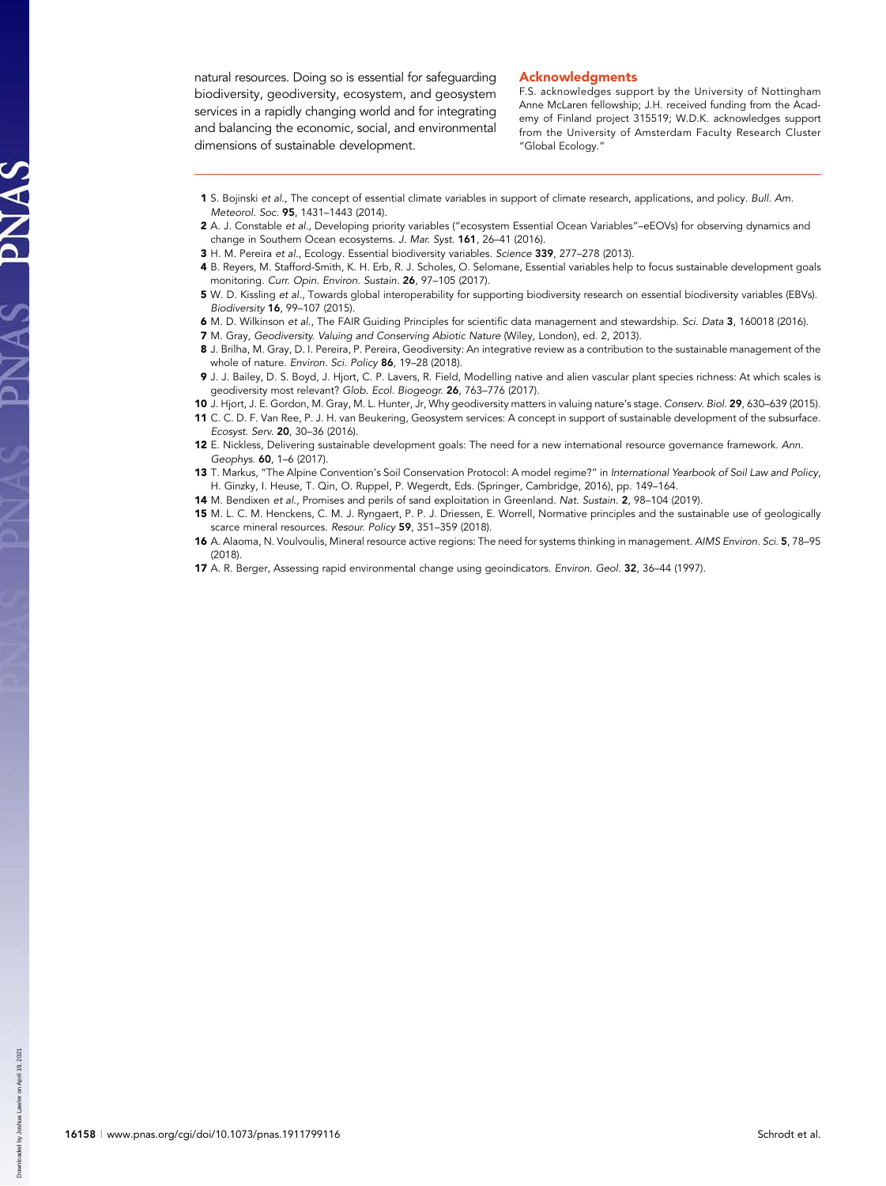natural resources. Doing so is essential for safeguarding biodiversity, geodiversity, ecosystem, and geosystem services in a rapidly changing world and for integrating and balancing the economic, social, and environmental dimensions of sustainable development.

## Acknowledgments

F.S. acknowledges support by the University of Nottingham Anne McLaren fellowship; J.H. received funding from the Academy of Finland project 315519; W.D.K. acknowledges support from the University of Amsterdam Faculty Research Cluster "Global Ecology."

1. S. Bojinski *et al*., The concept of essential climate variables in support of climate research, applications, and policy. *Bull. Am. Meteorol. Soc.* **95**, 1431–1443 (2014).
2. A. J. Constable *et al*., Developing priority variables ("ecosystem Essential Ocean Variables"–eEOVs) for observing dynamics and change in Southern Ocean ecosystems. *J. Mar. Syst.* **161**, 26–41 (2016).
3. H. M. Pereira *et al*., Ecology. Essential biodiversity variables. *Science* **339**, 277–278 (2013).
4. B. Reyers, M. Stafford-Smith, K. H. Erb, R. J. Scholes, O. Selomane, Essential variables help to focus sustainable development goals monitoring. *Curr. Opin. Environ. Sustain.* **26**, 97–105 (2017).
5. W. D. Kissling *et al*., Towards global interoperability for supporting biodiversity research on essential biodiversity variables (EBVs). *Biodiversity* **16**, 99–107 (2015).
6. M. D. Wilkinson *et al*., The FAIR Guiding Principles for scientific data management and stewardship. *Sci. Data* **3**, 160018 (2016).
7. M. Gray, *Geodiversity. Valuing and Conserving Abiotic Nature* (Wiley, London), ed. 2, 2013).
8. J. Brilha, M. Gray, D. I. Pereira, P. Pereira, Geodiversity: An integrative review as a contribution to the sustainable management of the whole of nature. *Environ. Sci. Policy* **86**, 19–28 (2018).
9. J. J. Bailey, D. S. Boyd, J. Hjort, C. P. Lavers, R. Field, Modelling native and alien vascular plant species richness: At which scales is geodiversity most relevant? *Glob. Ecol. Biogeogr.* **26**, 763–776 (2017).
10. J. Hjort, J. E. Gordon, M. Gray, M. L. Hunter, Jr, Why geodiversity matters in valuing nature's stage. *Conserv. Biol.* **29**, 630–639 (2015).
11. C. C. D. F. Van Ree, P. J. H. van Beukering, Geosystem services: A concept in support of sustainable development of the subsurface. *Ecosyst. Serv.* **20**, 30–36 (2016).
12. E. Nickless, Delivering sustainable development goals: The need for a new international resource governance framework. *Ann. Geophys.* **60**, 1–6 (2017).
13. T. Markus, "The Alpine Convention's Soil Conservation Protocol: A model regime?" in *International Yearbook of Soil Law and Policy*, H. Ginzky, I. Heuse, T. Qin, O. Ruppel, P. Wegerdt, Eds. (Springer, Cambridge, 2016), pp. 149–164.
14. M. Bendixen *et al*., Promises and perils of sand exploitation in Greenland. *Nat. Sustain.* **2**, 98–104 (2019).
15. M. L. C. M. Henckens, C. M. J. Ryngaert, P. P. J. Driessen, E. Worrell, Normative principles and the sustainable use of geologically scarce mineral resources. *Resour. Policy* **59**, 351–359 (2018).
16. A. Alaoma, N. Voulvoulis, Mineral resource active regions: The need for systems thinking in management. *AIMS Environ. Sci.* **5**, 78–95 (2018).
17. A. R. Berger, Assessing rapid environmental change using geoindicators. *Environ. Geol.* **32**, 36–44 (1997).